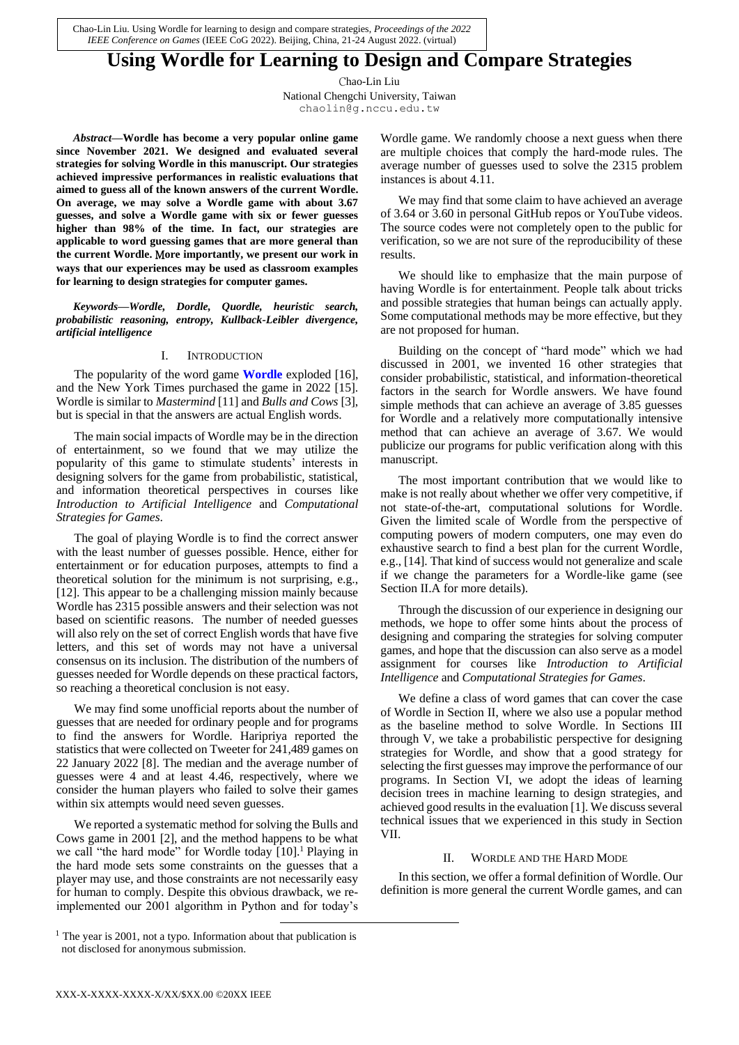Chao-Lin Liu. Using Wordle for learning to design and compare strategies, *Proceedings of the 2022 IEEE Conference on Games* (IEEE CoG 2022). Beijing, China, 21-24 August 2022. (virtual)

# Using Wordle for Learning to Design and Compare Strategies

Chao-Lin Liu
National Chengchi University, Taiwan
chaolin@g.nccu.edu.tw

***Abstract*—Wordle has become a very popular online game since November 2021. We designed and evaluated several strategies for solving Wordle in this manuscript. Our strategies achieved impressive performances in realistic evaluations that aimed to guess all of the known answers of the current Wordle. On average, we may solve a Wordle game with about 3.67 guesses, and solve a Wordle game with six or fewer guesses higher than 98% of the time. In fact, our strategies are applicable to word guessing games that are more general than the current Wordle. More importantly, we present our work in ways that our experiences may be used as classroom examples for learning to design strategies for computer games.**

***Keywords*—*Wordle, Dordle, Quordle, heuristic search, probabilistic reasoning, entropy, Kullback-Leibler divergence, artificial intelligence***

## I. Introduction

The popularity of the word game **Wordle** exploded [16], and the New York Times purchased the game in 2022 [15]. Wordle is similar to *Mastermind* [11] and *Bulls and Cows* [3], but is special in that the answers are actual English words.

The main social impacts of Wordle may be in the direction of entertainment, so we found that we may utilize the popularity of this game to stimulate students' interests in designing solvers for the game from probabilistic, statistical, and information theoretical perspectives in courses like *Introduction to Artificial Intelligence* and *Computational Strategies for Games*.

The goal of playing Wordle is to find the correct answer with the least number of guesses possible. Hence, either for entertainment or for education purposes, attempts to find a theoretical solution for the minimum is not surprising, e.g., [12]. This appear to be a challenging mission mainly because Wordle has 2315 possible answers and their selection was not based on scientific reasons. The number of needed guesses will also rely on the set of correct English words that have five letters, and this set of words may not have a universal consensus on its inclusion. The distribution of the numbers of guesses needed for Wordle depends on these practical factors, so reaching a theoretical conclusion is not easy.

We may find some unofficial reports about the number of guesses that are needed for ordinary people and for programs to find the answers for Wordle. Haripriya reported the statistics that were collected on Tweeter for 241,489 games on 22 January 2022 [8]. The median and the average number of guesses were 4 and at least 4.46, respectively, where we consider the human players who failed to solve their games within six attempts would need seven guesses.

We reported a systematic method for solving the Bulls and Cows game in 2001 [2], and the method happens to be what we call "the hard mode" for Wordle today [10].[1] Playing in the hard mode sets some constraints on the guesses that a player may use, and those constraints are not necessarily easy for human to comply. Despite this obvious drawback, we re-implemented our 2001 algorithm in Python and for today's Wordle game. We randomly choose a next guess when there are multiple choices that comply the hard-mode rules. The average number of guesses used to solve the 2315 problem instances is about 4.11.

We may find that some claim to have achieved an average of 3.64 or 3.60 in personal GitHub repos or YouTube videos. The source codes were not completely open to the public for verification, so we are not sure of the reproducibility of these results.

We should like to emphasize that the main purpose of having Wordle is for entertainment. People talk about tricks and possible strategies that human beings can actually apply. Some computational methods may be more effective, but they are not proposed for human.

Building on the concept of "hard mode" which we had discussed in 2001, we invented 16 other strategies that consider probabilistic, statistical, and information-theoretical factors in the search for Wordle answers. We have found simple methods that can achieve an average of 3.85 guesses for Wordle and a relatively more computationally intensive method that can achieve an average of 3.67. We would publicize our programs for public verification along with this manuscript.

The most important contribution that we would like to make is not really about whether we offer very competitive, if not state-of-the-art, computational solutions for Wordle. Given the limited scale of Wordle from the perspective of computing powers of modern computers, one may even do exhaustive search to find a best plan for the current Wordle, e.g., [14]. That kind of success would not generalize and scale if we change the parameters for a Wordle-like game (see Section II.A for more details).

Through the discussion of our experience in designing our methods, we hope to offer some hints about the process of designing and comparing the strategies for solving computer games, and hope that the discussion can also serve as a model assignment for courses like *Introduction to Artificial Intelligence* and *Computational Strategies for Games*.

We define a class of word games that can cover the case of Wordle in Section II, where we also use a popular method as the baseline method to solve Wordle. In Sections III through V, we take a probabilistic perspective for designing strategies for Wordle, and show that a good strategy for selecting the first guesses may improve the performance of our programs. In Section VI, we adopt the ideas of learning decision trees in machine learning to design strategies, and achieved good results in the evaluation [1]. We discuss several technical issues that we experienced in this study in Section VII.

## II. Wordle and the Hard Mode

In this section, we offer a formal definition of Wordle. Our definition is more general the current Wordle games, and can

[1] The year is 2001, not a typo. Information about that publication is not disclosed for anonymous submission.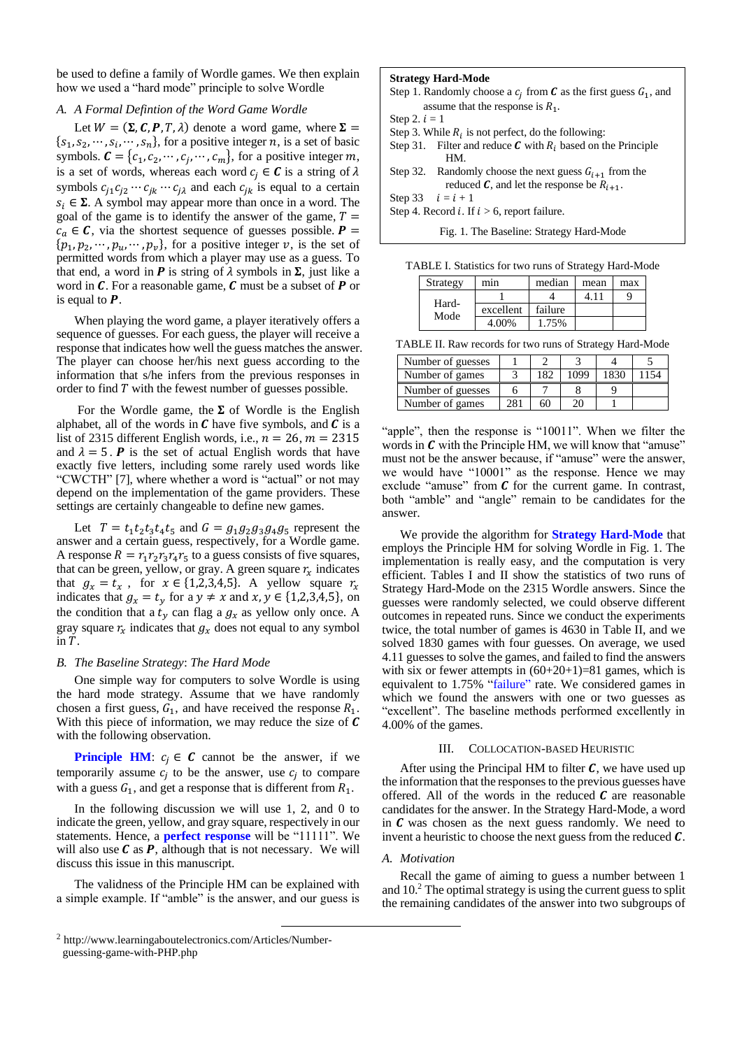be used to define a family of Wordle games. We then explain how we used a "hard mode" principle to solve Wordle

### A. A Formal Defintion of the Word Game Wordle

Let $W = (\boldsymbol{\Sigma}, \boldsymbol{C}, \boldsymbol{P}, T, \lambda)$ denote a word game, where $\boldsymbol{\Sigma} = \{s_1, s_2, \cdots, s_i, \cdots, s_n\}$, for a positive integer $n$, is a set of basic symbols. $\boldsymbol{C} = \{c_1, c_2, \cdots, c_j, \cdots, c_m\}$, for a positive integer $m$, is a set of words, whereas each word $c_j \in \boldsymbol{C}$ is a string of $\lambda$ symbols $c_{j1}c_{j2}\cdots c_{jk}\cdots c_{j\lambda}$ and each $c_{jk}$ is equal to a certain $s_i \in \boldsymbol{\Sigma}$. A symbol may appear more than once in a word. The goal of the game is to identify the answer of the game, $T = c_a \in \boldsymbol{C}$, via the shortest sequence of guesses possible. $\boldsymbol{P} = \{p_1, p_2, \cdots, p_u, \cdots, p_v\}$, for a positive integer $v$, is the set of permitted words from which a player may use as a guess. To that end, a word in $\boldsymbol{P}$ is string of $\lambda$ symbols in $\boldsymbol{\Sigma}$, just like a word in $\boldsymbol{C}$. For a reasonable game, $\boldsymbol{C}$ must be a subset of $\boldsymbol{P}$ or is equal to $\boldsymbol{P}$.

When playing the word game, a player iteratively offers a sequence of guesses. For each guess, the player will receive a response that indicates how well the guess matches the answer. The player can choose her/his next guess according to the information that s/he infers from the previous responses in order to find $T$ with the fewest number of guesses possible.

For the Wordle game, the $\boldsymbol{\Sigma}$ of Wordle is the English alphabet, all of the words in $\boldsymbol{C}$ have five symbols, and $\boldsymbol{C}$ is a list of 2315 different English words, i.e., $n = 26$, $m = 2315$ and $\lambda = 5$. $\boldsymbol{P}$ is the set of actual English words that have exactly five letters, including some rarely used words like "CWCTH" [7], where whether a word is "actual" or not may depend on the implementation of the game providers. These settings are certainly changeable to define new games.

Let $T = t_1t_2t_3t_4t_5$ and $G = g_1g_2g_3g_4g_5$ represent the answer and a certain guess, respectively, for a Wordle game. A response $R = r_1r_2r_3r_4r_5$ to a guess consists of five squares, that can be green, yellow, or gray. A green square $r_x$ indicates that $g_x = t_x$, for $x \in \{1,2,3,4,5\}$. A yellow square $r_x$ indicates that $g_x = t_y$ for a $y \neq x$ and $x, y \in \{1,2,3,4,5\}$, on the condition that a $t_y$ can flag a $g_x$ as yellow only once. A gray square $r_x$ indicates that $g_x$ does not equal to any symbol in $T$.

### B. The Baseline Strategy: The Hard Mode

One simple way for computers to solve Wordle is using the hard mode strategy. Assume that we have randomly chosen a first guess, $G_1$, and have received the response $R_1$. With this piece of information, we may reduce the size of $\boldsymbol{C}$ with the following observation.

**Principle HM**: $c_j \in \boldsymbol{C}$ cannot be the answer, if we temporarily assume $c_j$ to be the answer, use $c_j$ to compare with a guess $G_1$, and get a response that is different from $R_1$.

In the following discussion we will use 1, 2, and 0 to indicate the green, yellow, and gray square, respectively in our statements. Hence, a **perfect response** will be "11111". We will also use $\boldsymbol{C}$ as $\boldsymbol{P}$, although that is not necessary. We will discuss this issue in this manuscript.

The validness of the Principle HM can be explained with a simple example. If "amble" is the answer, and our guess is "apple", then the response is "10011". When we filter the words in $\boldsymbol{C}$ with the Principle HM, we will know that "amuse" must not be the answer because, if "amuse" were the answer, we would have "10001" as the response. Hence we may exclude "amuse" from $\boldsymbol{C}$ for the current game. In contrast, both "amble" and "angle" remain to be candidates for the answer.

**Strategy Hard-Mode**

Step 1. Randomly choose a $c_j$ from $\boldsymbol{C}$ as the first guess $G_1$, and assume that the response is $R_1$.
Step 2. $i = 1$
Step 3. While $R_i$ is not perfect, do the following:
Step 31. Filter and reduce $\boldsymbol{C}$ with $R_i$ based on the Principle HM.
Step 32. Randomly choose the next guess $G_{i+1}$ from the reduced $\boldsymbol{C}$, and let the response be $R_{i+1}$.
Step 33 $i = i + 1$
Step 4. Record $i$. If $i > 6$, report failure.

Fig. 1. The Baseline: Strategy Hard-Mode

We provide the algorithm for **Strategy Hard-Mode** that employs the Principle HM for solving Wordle in Fig. 1. The implementation is really easy, and the computation is very efficient. Tables I and II show the statistics of two runs of Strategy Hard-Mode on the 2315 Wordle answers. Since the guesses were randomly selected, we could observe different outcomes in repeated runs. Since we conduct the experiments twice, the total number of games is 4630 in Table II, and we solved 1830 games with four guesses. On average, we used 4.11 guesses to solve the games, and failed to find the answers with six or fewer attempts in (60+20+1)=81 games, which is equivalent to 1.75% "failure" rate. We considered games in which we found the answers with one or two guesses as "excellent". The baseline methods performed excellently in 4.00% of the games.

TABLE I. Statistics for two runs of Strategy Hard-Mode

| Strategy | min | median | mean | max |
|---|---|---|---|---|
| Hard-Mode | 1 | 4 | 4.11 | 9 |
| | excellent | failure | | |
| | 4.00% | 1.75% | | |

TABLE II. Raw records for two runs of Strategy Hard-Mode

| Number of guesses | 1 | 2 | 3 | 4 | 5 |
|---|---|---|---|---|---|
| Number of games | 3 | 182 | 1099 | 1830 | 1154 |
| Number of guesses | 6 | 7 | 8 | 9 | |
| Number of games | 281 | 60 | 20 | 1 | |

## III. Collocation-Based Heuristic

After using the Principal HM to filter $\boldsymbol{C}$, we have used up the information that the responses to the previous guesses have offered. All of the words in the reduced $\boldsymbol{C}$ are reasonable candidates for the answer. In the Strategy Hard-Mode, a word in $\boldsymbol{C}$ was chosen as the next guess randomly. We need to invent a heuristic to choose the next guess from the reduced $\boldsymbol{C}$.

### A. Motivation

Recall the game of aiming to guess a number between 1 and 10.[2] The optimal strategy is using the current guess to split the remaining candidates of the answer into two subgroups of

[2] http://www.learningaboutelectronics.com/Articles/Number-guessing-game-with-PHP.php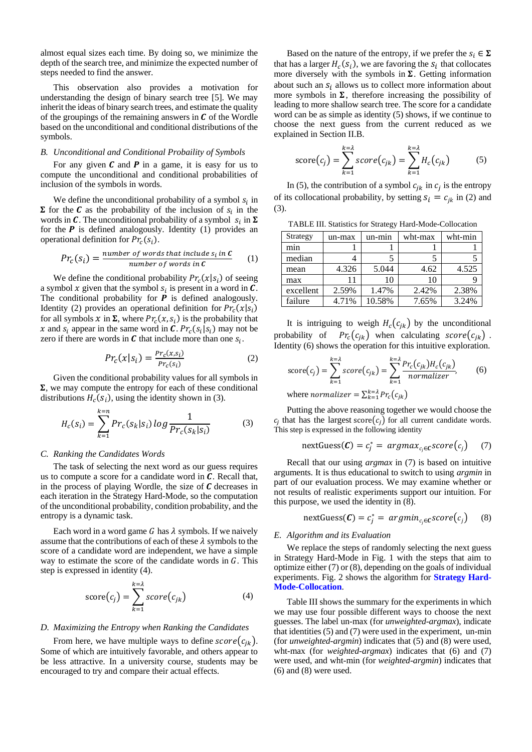almost equal sizes each time. By doing so, we minimize the depth of the search tree, and minimize the expected number of steps needed to find the answer.

This observation also provides a motivation for understanding the design of binary search tree [5]. We may inherit the ideas of binary search trees, and estimate the quality of the groupings of the remaining answers in $\boldsymbol{C}$ of the Wordle based on the unconditional and conditional distributions of the symbols.

### *B. Unconditional and Conditional Probaility of Symbols*

For any given $\boldsymbol{C}$ and $\boldsymbol{P}$ in a game, it is easy for us to compute the unconditional and conditional probabilities of inclusion of the symbols in words.

We define the unconditional probability of a symbol $s_i$ in $\boldsymbol{\Sigma}$ for the $\boldsymbol{C}$ as the probability of the inclusion of $s_i$ in the words in $\boldsymbol{C}$. The unconditional probability of a symbol $s_i$ in $\boldsymbol{\Sigma}$ for the $\boldsymbol{P}$ is defined analogously. Identity (1) provides an operational definition for $Pr_c(s_i)$.

$$Pr_c(s_i) = \frac{\textit{number of words that include } s_i \textit{ in } \boldsymbol{C}}{\textit{number of words in } \boldsymbol{C}} \qquad (1)$$

We define the conditional probability $Pr_c(x|s_i)$ of seeing a symbol $x$ given that the symbol $s_i$ is present in a word in $\boldsymbol{C}$. The conditional probability for $\boldsymbol{P}$ is defined analogously. Identity (2) provides an operational definition for $Pr_c(x|s_i)$ for all symbols $x$ in $\boldsymbol{\Sigma}$, where $Pr_c(x, s_i)$ is the probability that $x$ and $s_i$ appear in the same word in $\boldsymbol{C}$. $Pr_c(s_i|s_i)$ may not be zero if there are words in $\boldsymbol{C}$ that include more than one $s_i$.

$$Pr_c(x|s_i) = \frac{Pr_c(x,s_i)}{Pr_c(s_i)} \qquad (2)$$

Given the conditional probability values for all symbols in $\boldsymbol{\Sigma}$, we may compute the entropy for each of these conditional distributions $H_c(s_i)$, using the identity shown in (3).

$$H_c(s_i) = \sum_{k=1}^{k=n} Pr_c(s_k|s_i) \log \frac{1}{Pr_c(s_k|s_i)} \qquad (3)$$

### *C. Ranking the Candidates Words*

The task of selecting the next word as our guess requires us to compute a score for a candidate word in $\boldsymbol{C}$. Recall that, in the process of playing Wordle, the size of $\boldsymbol{C}$ decreases in each iteration in the Strategy Hard-Mode, so the computation of the unconditional probability, condition probability, and the entropy is a dynamic task.

Each word in a word game $G$ has $\lambda$ symbols. If we naively assume that the contributions of each of these $\lambda$ symbols to the score of a candidate word are independent, we have a simple way to estimate the score of the candidate words in $G$. This step is expressed in identity (4).

$$\text{score}(c_j) = \sum_{k=1}^{k=\lambda} score(c_{jk}) \qquad (4)$$

### *D. Maximizing the Entropy when Ranking the Candidates*

From here, we have multiple ways to define $score(c_{jk})$. Some of which are intuitively favorable, and others appear to be less attractive. In a university course, students may be encouraged to try and compare their actual effects.

Based on the nature of the entropy, if we prefer the $s_i \in \boldsymbol{\Sigma}$ that has a larger $H_c(s_i)$, we are favoring the $s_i$ that collocates more diversely with the symbols in $\boldsymbol{\Sigma}$. Getting information about such an $s_i$ allows us to collect more information about more symbols in $\boldsymbol{\Sigma}$, therefore increasing the possibility of leading to more shallow search tree. The score for a candidate word can be as simple as identity (5) shows, if we continue to choose the next guess from the current reduced as we explained in Section II.B.

$$\text{score}(c_j) = \sum_{k=1}^{k=\lambda} score(c_{jk}) = \sum_{k=1}^{k=\lambda} H_c(c_{jk}) \qquad (5)$$

In (5), the contribution of a symbol $c_{jk}$ in $c_j$ is the entropy of its collocational probability, by setting $s_i = c_{jk}$ in (2) and (3).

TABLE III. Statistics for Strategy Hard-Mode-Collocation

| Strategy | un-max | un-min | wht-max | wht-min |
|---|---|---|---|---|
| min | 1 | 1 | 1 | 1 |
| median | 4 | 5 | 5 | 5 |
| mean | 4.326 | 5.044 | 4.62 | 4.525 |
| max | 11 | 10 | 10 | 9 |
| excellent | 2.59% | 1.47% | 2.42% | 2.38% |
| failure | 4.71% | 10.58% | 7.65% | 3.24% |

It is intriguing to weigh $H_c(c_{jk})$ by the unconditional probability of $Pr_c(c_{jk})$ when calculating $score(c_{jk})$. Identity (6) shows the operation for this intuitive exploration.

$$\text{score}(c_j) = \sum_{k=1}^{k=\lambda} score(c_{jk}) = \sum_{k=1}^{k=\lambda} \frac{Pr_c(c_{jk}) H_c(c_{jk})}{normalizer}, \qquad (6)$$

where $normalizer = \sum_{k=1}^{k=\lambda} Pr_c(c_{jk})$

Putting the above reasoning together we would choose the $c_j$ that has the largest $\text{score}(c_j)$ for all current candidate words. This step is expressed in the following identity

$$\text{nextGuess}(\boldsymbol{C}) = c_j^* = argmax_{c_j \in \boldsymbol{C}} score(c_j) \qquad (7)$$

Recall that our using *argmax* in (7) is based on intuitive arguments. It is thus educational to switch to using *argmin* in part of our evaluation process. We may examine whether or not results of realistic experiments support our intuition. For this purpose, we used the identity in (8).

$$\text{nextGuess}(\boldsymbol{C}) = c_j^* = argmin_{c_j \in \boldsymbol{C}} score(c_j) \qquad (8)$$

### *E. Algorithm and its Evaluation*

We replace the steps of randomly selecting the next guess in Strategy Hard-Mode in Fig. 1 with the steps that aim to optimize either (7) or (8), depending on the goals of individual experiments. Fig. 2 shows the algorithm for **Strategy Hard-Mode-Collocation**.

Table III shows the summary for the experiments in which we may use four possible different ways to choose the next guesses. The label un-max (for *unweighted-argmax*), indicate that identities (5) and (7) were used in the experiment, un-min (for *unweighted-argmin*) indicates that (5) and (8) were used, wht-max (for *weighted-argmax*) indicates that (6) and (7) were used, and wht-min (for *weighted-argmin*) indicates that (6) and (8) were used.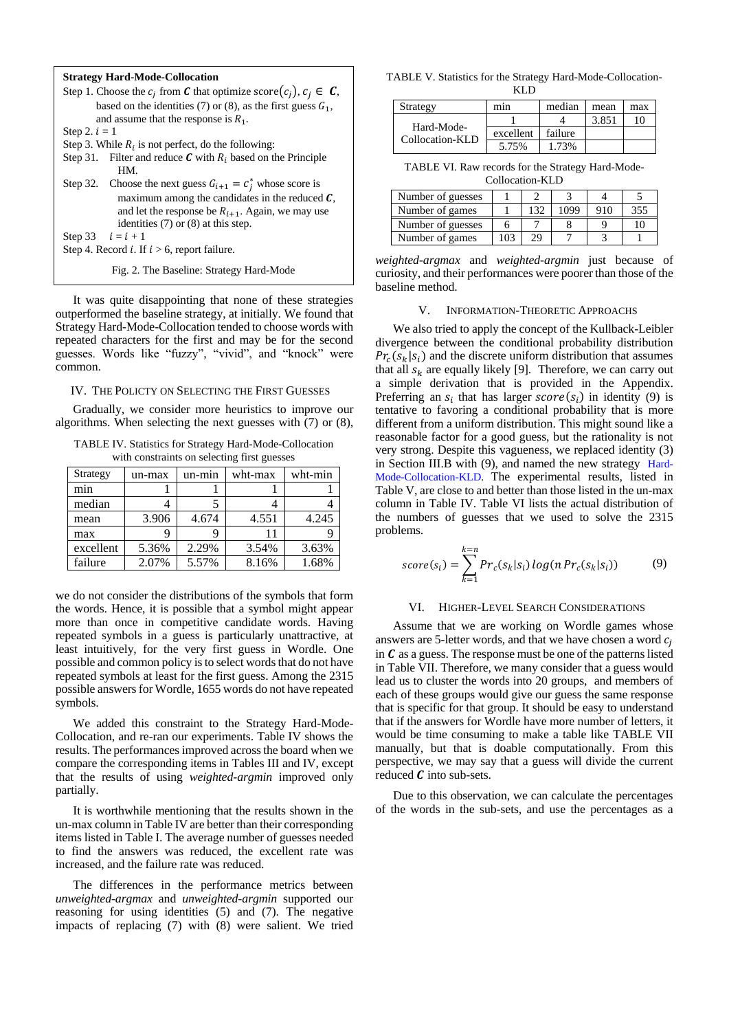**Strategy Hard-Mode-Collocation**

Step 1. Choose the $c_j$ from $\boldsymbol{C}$ that optimize score$(c_j)$, $c_j \in \boldsymbol{C}$, based on the identities (7) or (8), as the first guess $G_1$, and assume that the response is $R_1$.

Step 2. $i = 1$

Step 3. While $R_i$ is not perfect, do the following:

Step 31. Filter and reduce $\boldsymbol{C}$ with $R_i$ based on the Principle HM.

Step 32. Choose the next guess $G_{i+1} = c_j^*$ whose score is maximum among the candidates in the reduced $\boldsymbol{C}$, and let the response be $R_{i+1}$. Again, we may use identities (7) or (8) at this step.

Step 33 $i = i + 1$

Step 4. Record $i$. If $i > 6$, report failure.

Fig. 2. The Baseline: Strategy Hard-Mode

It was quite disappointing that none of these strategies outperformed the baseline strategy, at initially. We found that Strategy Hard-Mode-Collocation tended to choose words with repeated characters for the first and may be for the second guesses. Words like "fuzzy", "vivid", and "knock" were common.

## IV. The Policty on Selecting the First Guesses

Gradually, we consider more heuristics to improve our algorithms. When selecting the next guesses with (7) or (8), we do not consider the distributions of the symbols that form the words. Hence, it is possible that a symbol might appear more than once in competitive candidate words. Having repeated symbols in a guess is particularly unattractive, at least intuitively, for the very first guess in Wordle. One possible and common policy is to select words that do not have repeated symbols at least for the first guess. Among the 2315 possible answers for Wordle, 1655 words do not have repeated symbols.

TABLE IV. Statistics for Strategy Hard-Mode-Collocation with constraints on selecting first guesses

| Strategy | un-max | un-min | wht-max | wht-min |
|---|---|---|---|---|
| min | 1 | 1 | 1 | 1 |
| median | 4 | 5 | 4 | 4 |
| mean | 3.906 | 4.674 | 4.551 | 4.245 |
| max | 9 | 9 | 11 | 9 |
| excellent | 5.36% | 2.29% | 3.54% | 3.63% |
| failure | 2.07% | 5.57% | 8.16% | 1.68% |

We added this constraint to the Strategy Hard-Mode-Collocation, and re-ran our experiments. Table IV shows the results. The performances improved across the board when we compare the corresponding items in Tables III and IV, except that the results of using *weighted-argmin* improved only partially.

It is worthwhile mentioning that the results shown in the un-max column in Table IV are better than their corresponding items listed in Table I. The average number of guesses needed to find the answers was reduced, the excellent rate was increased, and the failure rate was reduced.

The differences in the performance metrics between *unweighted-argmax* and *unweighted-argmin* supported our reasoning for using identities (5) and (7). The negative impacts of replacing (7) with (8) were salient. We tried *weighted-argmax* and *weighted-argmin* just because of curiosity, and their performances were poorer than those of the baseline method.

TABLE V. Statistics for the Strategy Hard-Mode-Collocation-KLD

| Strategy | min | median | mean | max |
|---|---|---|---|---|
| Hard-Mode-Collocation-KLD | 1 | 4 | 3.851 | 10 |
| | excellent | failure | | |
| | 5.75% | 1.73% | | |

TABLE VI. Raw records for the Strategy Hard-Mode-Collocation-KLD

| Number of guesses | 1 | 2 | 3 | 4 | 5 |
|---|---|---|---|---|---|
| Number of games | 1 | 132 | 1099 | 910 | 355 |
| Number of guesses | 6 | 7 | 8 | 9 | 10 |
| Number of games | 103 | 29 | 7 | 3 | 1 |

## V. Information-Theoretic Approaches

We also tried to apply the concept of the Kullback-Leibler divergence between the conditional probability distribution $Pr_c(s_k|s_i)$ and the discrete uniform distribution that assumes that all $s_k$ are equally likely [9]. Therefore, we can carry out a simple derivation that is provided in the Appendix. Preferring an $s_i$ that has larger $score(s_i)$ in identity (9) is tentative to favoring a conditional probability that is more different from a uniform distribution. This might sound like a reasonable factor for a good guess, but the rationality is not very strong. Despite this vagueness, we replaced identity (3) in Section III.B with (9), and named the new strategy Hard-Mode-Collocation-KLD. The experimental results, listed in Table V, are close to and better than those listed in the un-max column in Table IV. Table VI lists the actual distribution of the numbers of guesses that we used to solve the 2315 problems.

$$score(s_i) = \sum_{k=1}^{k=n} Pr_c(s_k|s_i)\, log(n\, Pr_c(s_k|s_i)) \qquad (9)$$

## VI. Higher-Level Search Considerations

Assume that we are working on Wordle games whose answers are 5-letter words, and that we have chosen a word $c_j$ in $\boldsymbol{C}$ as a guess. The response must be one of the patterns listed in Table VII. Therefore, we many consider that a guess would lead us to cluster the words into 20 groups, and members of each of these groups would give our guess the same response that is specific for that group. It should be easy to understand that if the answers for Wordle have more number of letters, it would be time consuming to make a table like TABLE VII manually, but that is doable computationally. From this perspective, we may say that a guess will divide the current reduced $\boldsymbol{C}$ into sub-sets.

Due to this observation, we can calculate the percentages of the words in the sub-sets, and use the percentages as a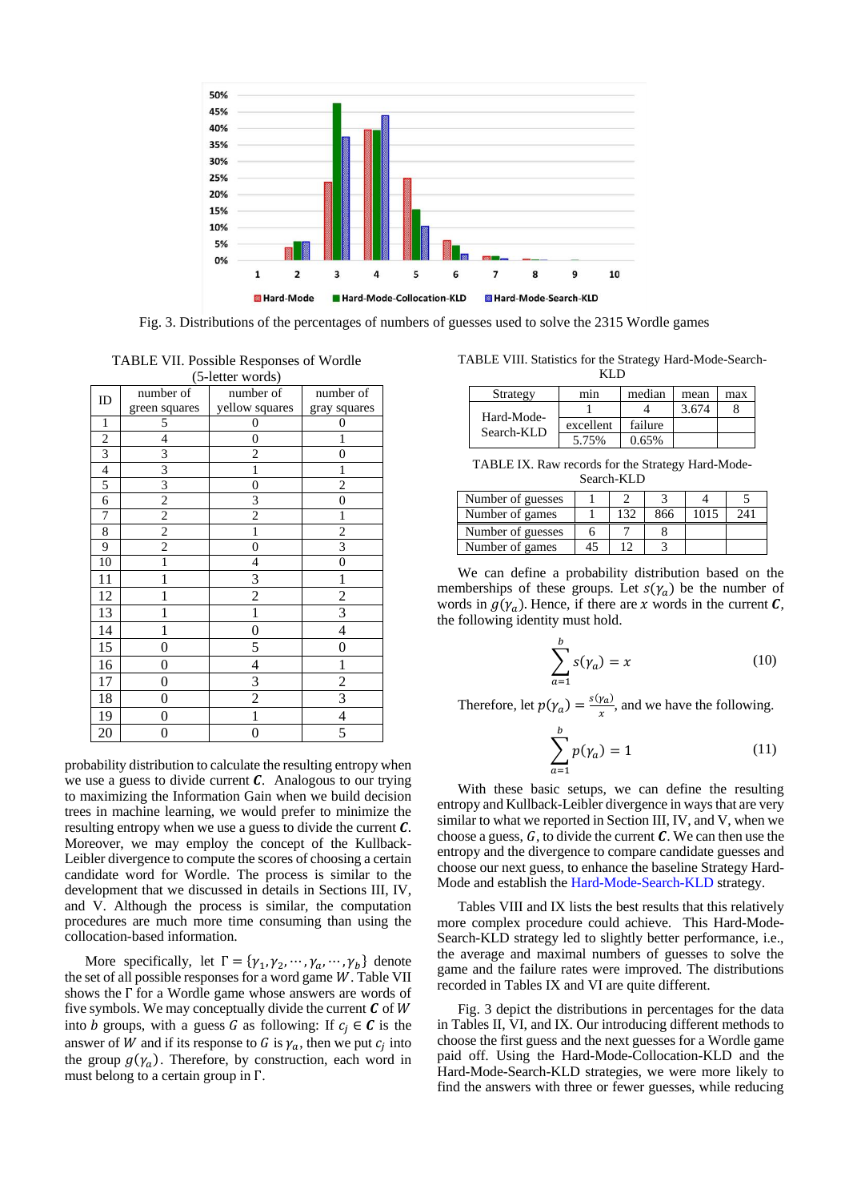Fig. 3. Distributions of the percentages of numbers of guesses used to solve the 2315 Wordle games

TABLE VII. Possible Responses of Wordle (5-letter words)

| ID | number of green squares | number of yellow squares | number of gray squares |
|---|---|---|---|
| 1 | 5 | 0 | 0 |
| 2 | 4 | 0 | 1 |
| 3 | 3 | 2 | 0 |
| 4 | 3 | 1 | 1 |
| 5 | 3 | 0 | 2 |
| 6 | 2 | 3 | 0 |
| 7 | 2 | 2 | 1 |
| 8 | 2 | 1 | 2 |
| 9 | 2 | 0 | 3 |
| 10 | 1 | 4 | 0 |
| 11 | 1 | 3 | 1 |
| 12 | 1 | 2 | 2 |
| 13 | 1 | 1 | 3 |
| 14 | 1 | 0 | 4 |
| 15 | 0 | 5 | 0 |
| 16 | 0 | 4 | 1 |
| 17 | 0 | 3 | 2 |
| 18 | 0 | 2 | 3 |
| 19 | 0 | 1 | 4 |
| 20 | 0 | 0 | 5 |

probability distribution to calculate the resulting entropy when we use a guess to divide current $\boldsymbol{C}$. Analogous to our trying to maximizing the Information Gain when we build decision trees in machine learning, we would prefer to minimize the resulting entropy when we use a guess to divide the current $\boldsymbol{C}$. Moreover, we may employ the concept of the Kullback-Leibler divergence to compute the scores of choosing a certain candidate word for Wordle. The process is similar to the development that we discussed in details in Sections III, IV, and V. Although the process is similar, the computation procedures are much more time consuming than using the collocation-based information.

More specifically, let $\Gamma = \{\gamma_1, \gamma_2, \cdots, \gamma_a, \cdots, \gamma_b\}$ denote the set of all possible responses for a word game $W$. Table VII shows the $\Gamma$ for a Wordle game whose answers are words of five symbols. We may conceptually divide the current $\boldsymbol{C}$ of $W$ into $b$ groups, with a guess $G$ as following: If $c_j \in \boldsymbol{C}$ is the answer of $W$ and if its response to $G$ is $\gamma_a$, then we put $c_j$ into the group $g(\gamma_a)$. Therefore, by construction, each word in must belong to a certain group in $\Gamma$.

TABLE VIII. Statistics for the Strategy Hard-Mode-Search-KLD

| Strategy | min | median | mean | max |
|---|---|---|---|---|
| Hard-Mode-Search-KLD | 1 | 4 | 3.674 | 8 |
| | excellent | failure | | |
| | 5.75% | 0.65% | | |

TABLE IX. Raw records for the Strategy Hard-Mode-Search-KLD

| Number of guesses | 1 | 2 | 3 | 4 | 5 |
|---|---|---|---|---|---|
| Number of games | 1 | 132 | 866 | 1015 | 241 |
| Number of guesses | 6 | 7 | 8 | | |
| Number of games | 45 | 12 | 3 | | |

We can define a probability distribution based on the memberships of these groups. Let $s(\gamma_a)$ be the number of words in $g(\gamma_a)$. Hence, if there are $x$ words in the current $\boldsymbol{C}$, the following identity must hold.

$$\sum_{a=1}^{b} s(\gamma_a) = x \tag{10}$$

Therefore, let $p(\gamma_a) = \frac{s(\gamma_a)}{x}$, and we have the following.

$$\sum_{a=1}^{b} p(\gamma_a) = 1 \tag{11}$$

With these basic setups, we can define the resulting entropy and Kullback-Leibler divergence in ways that are very similar to what we reported in Section III, IV, and V, when we choose a guess, $G$, to divide the current $\boldsymbol{C}$. We can then use the entropy and the divergence to compare candidate guesses and choose our next guess, to enhance the baseline Strategy Hard-Mode and establish the Hard-Mode-Search-KLD strategy.

Tables VIII and IX lists the best results that this relatively more complex procedure could achieve. This Hard-Mode-Search-KLD strategy led to slightly better performance, i.e., the average and maximal numbers of guesses to solve the game and the failure rates were improved. The distributions recorded in Tables IX and VI are quite different.

Fig. 3 depict the distributions in percentages for the data in Tables II, VI, and IX. Our introducing different methods to choose the first guess and the next guesses for a Wordle game paid off. Using the Hard-Mode-Collocation-KLD and the Hard-Mode-Search-KLD strategies, we were more likely to find the answers with three or fewer guesses, while reducing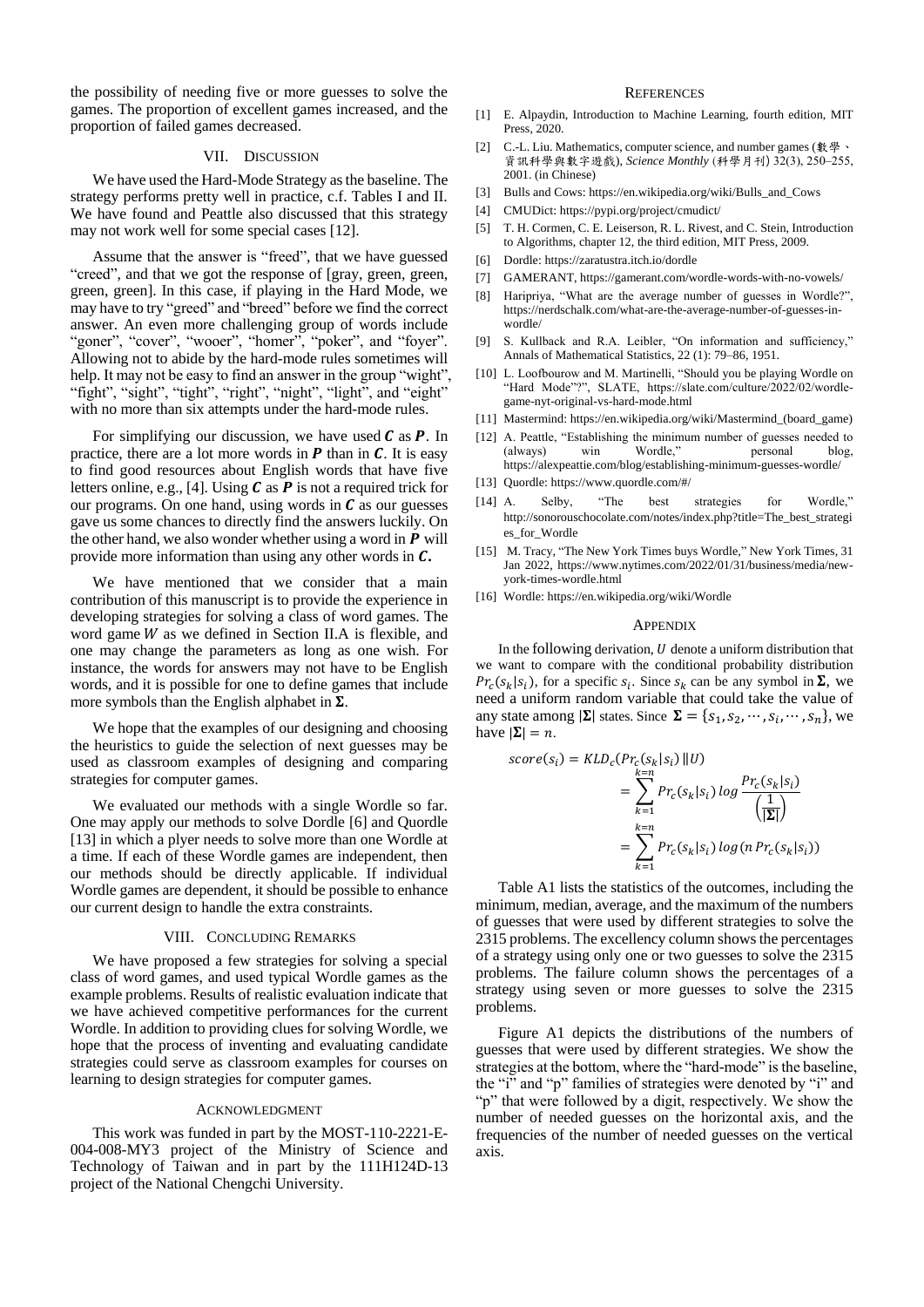the possibility of needing five or more guesses to solve the games. The proportion of excellent games increased, and the proportion of failed games decreased.

## VII. Discussion

We have used the Hard-Mode Strategy as the baseline. The strategy performs pretty well in practice, c.f. Tables I and II. We have found and Peattle also discussed that this strategy may not work well for some special cases [12].

Assume that the answer is "freed", that we have guessed "creed", and that we got the response of [gray, green, green, green, green]. In this case, if playing in the Hard Mode, we may have to try "greed" and "breed" before we find the correct answer. An even more challenging group of words include "goner", "cover", "wooer", "homer", "poker", and "foyer". Allowing not to abide by the hard-mode rules sometimes will help. It may not be easy to find an answer in the group "wight", "fight", "sight", "tight", "right", "night", "light", and "eight" with no more than six attempts under the hard-mode rules.

For simplifying our discussion, we have used $\boldsymbol{C}$ as $\boldsymbol{P}$. In practice, there are a lot more words in $\boldsymbol{P}$ than in $\boldsymbol{C}$. It is easy to find good resources about English words that have five letters online, e.g., [4]. Using $\boldsymbol{C}$ as $\boldsymbol{P}$ is not a required trick for our programs. On one hand, using words in $\boldsymbol{C}$ as our guesses gave us some chances to directly find the answers luckily. On the other hand, we also wonder whether using a word in $\boldsymbol{P}$ will provide more information than using any other words in $\boldsymbol{C}$.

We have mentioned that we consider that a main contribution of this manuscript is to provide the experience in developing strategies for solving a class of word games. The word game $W$ as we defined in Section II.A is flexible, and one may change the parameters as long as one wish. For instance, the words for answers may not have to be English words, and it is possible for one to define games that include more symbols than the English alphabet in $\boldsymbol{\Sigma}$.

We hope that the examples of our designing and choosing the heuristics to guide the selection of next guesses may be used as classroom examples of designing and comparing strategies for computer games.

We evaluated our methods with a single Wordle so far. One may apply our methods to solve Dordle [6] and Quordle [13] in which a plyer needs to solve more than one Wordle at a time. If each of these Wordle games are independent, then our methods should be directly applicable. If individual Wordle games are dependent, it should be possible to enhance our current design to handle the extra constraints.

## VIII. Concluding Remarks

We have proposed a few strategies for solving a special class of word games, and used typical Wordle games as the example problems. Results of realistic evaluation indicate that we have achieved competitive performances for the current Wordle. In addition to providing clues for solving Wordle, we hope that the process of inventing and evaluating candidate strategies could serve as classroom examples for courses on learning to design strategies for computer games.

## Acknowledgment

This work was funded in part by the MOST-110-2221-E-004-008-MY3 project of the Ministry of Science and Technology of Taiwan and in part by the 111H124D-13 project of the National Chengchi University.

## References

[1] E. Alpaydin, Introduction to Machine Learning, fourth edition, MIT Press, 2020.

[2] C.-L. Liu. Mathematics, computer science, and number games (數學、資訊科學與數字遊戲), *Science Monthly* (科學月刊) 32(3), 250–255, 2001. (in Chinese)

[3] Bulls and Cows: https://en.wikipedia.org/wiki/Bulls_and_Cows

[4] CMUDict: https://pypi.org/project/cmudict/

[5] T. H. Cormen, C. E. Leiserson, R. L. Rivest, and C. Stein, Introduction to Algorithms, chapter 12, the third edition, MIT Press, 2009.

[6] Dordle: https://zaratustra.itch.io/dordle

[7] GAMERANT, https://gamerant.com/wordle-words-with-no-vowels/

[8] Haripriya, "What are the average number of guesses in Wordle?", https://nerdschalk.com/what-are-the-average-number-of-guesses-in-wordle/

[9] S. Kullback and R.A. Leibler, "On information and sufficiency," Annals of Mathematical Statistics, 22 (1): 79–86, 1951.

[10] L. Loofbourow and M. Martinelli, "Should you be playing Wordle on "Hard Mode"?", SLATE, https://slate.com/culture/2022/02/wordle-game-nyt-original-vs-hard-mode.html

[11] Mastermind: https://en.wikipedia.org/wiki/Mastermind_(board_game)

[12] A. Peattle, "Establishing the minimum number of guesses needed to (always) win Wordle," personal blog, https://alexpeattie.com/blog/establishing-minimum-guesses-wordle/

[13] Quordle: https://www.quordle.com/#/

[14] A. Selby, "The best strategies for Wordle," http://sonorouschocolate.com/notes/index.php?title=The_best_strategies_for_Wordle

[15] M. Tracy, "The New York Times buys Wordle," New York Times, 31 Jan 2022, https://www.nytimes.com/2022/01/31/business/media/new-york-times-wordle.html

[16] Wordle: https://en.wikipedia.org/wiki/Wordle

## Appendix

In the following derivation, $U$ denote a uniform distribution that we want to compare with the conditional probability distribution $Pr_c(s_k|s_i)$, for a specific $s_i$. Since $s_k$ can be any symbol in $\boldsymbol{\Sigma}$, we need a uniform random variable that could take the value of any state among $|\boldsymbol{\Sigma}|$ states. Since $\boldsymbol{\Sigma} = \{s_1, s_2, \cdots, s_i, \cdots, s_n\}$, we have $|\boldsymbol{\Sigma}| = n$.

$$
\begin{aligned}
score(s_i) &= KLD_c(Pr_c(s_k|s_i) \,\|\, U) \\
&= \sum_{k=1}^{k=n} Pr_c(s_k|s_i) \log \frac{Pr_c(s_k|s_i)}{\left(\frac{1}{|\boldsymbol{\Sigma}|}\right)} \\
&= \sum_{k=1}^{k=n} Pr_c(s_k|s_i) \log (n \, Pr_c(s_k|s_i))
\end{aligned}
$$

Table A1 lists the statistics of the outcomes, including the minimum, median, average, and the maximum of the numbers of guesses that were used by different strategies to solve the 2315 problems. The excellency column shows the percentages of a strategy using only one or two guesses to solve the 2315 problems. The failure column shows the percentages of a strategy using seven or more guesses to solve the 2315 problems.

Figure A1 depicts the distributions of the numbers of guesses that were used by different strategies. We show the strategies at the bottom, where the "hard-mode" is the baseline, the "i" and "p" families of strategies were denoted by "i" and "p" that were followed by a digit, respectively. We show the number of needed guesses on the horizontal axis, and the frequencies of the number of needed guesses on the vertical axis.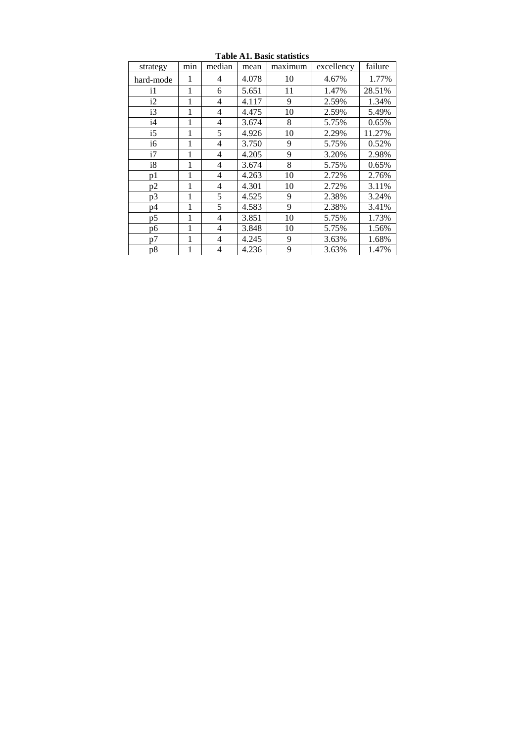**Table A1. Basic statistics**

| strategy | min | median | mean | maximum | excellency | failure |
|---|---|---|---|---|---|---|
| hard-mode | 1 | 4 | 4.078 | 10 | 4.67% | 1.77% |
| i1 | 1 | 6 | 5.651 | 11 | 1.47% | 28.51% |
| i2 | 1 | 4 | 4.117 | 9 | 2.59% | 1.34% |
| i3 | 1 | 4 | 4.475 | 10 | 2.59% | 5.49% |
| i4 | 1 | 4 | 3.674 | 8 | 5.75% | 0.65% |
| i5 | 1 | 5 | 4.926 | 10 | 2.29% | 11.27% |
| i6 | 1 | 4 | 3.750 | 9 | 5.75% | 0.52% |
| i7 | 1 | 4 | 4.205 | 9 | 3.20% | 2.98% |
| i8 | 1 | 4 | 3.674 | 8 | 5.75% | 0.65% |
| p1 | 1 | 4 | 4.263 | 10 | 2.72% | 2.76% |
| p2 | 1 | 4 | 4.301 | 10 | 2.72% | 3.11% |
| p3 | 1 | 5 | 4.525 | 9 | 2.38% | 3.24% |
| p4 | 1 | 5 | 4.583 | 9 | 2.38% | 3.41% |
| p5 | 1 | 4 | 3.851 | 10 | 5.75% | 1.73% |
| p6 | 1 | 4 | 3.848 | 10 | 5.75% | 1.56% |
| p7 | 1 | 4 | 4.245 | 9 | 3.63% | 1.68% |
| p8 | 1 | 4 | 4.236 | 9 | 3.63% | 1.47% |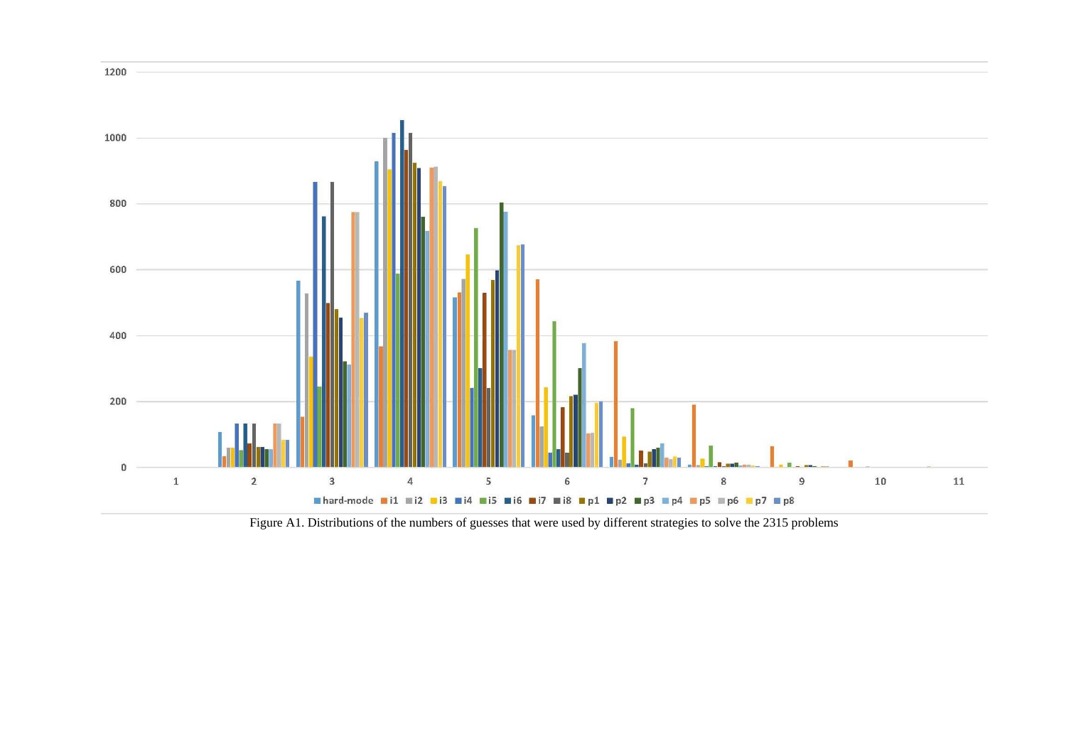1200

1000

800

600

400

200

0

1 2 3 4 5 6 7 8 9 10 11

hard-mode i1 i2 i3 i4 i5 i6 i7 i8 p1 p2 p3 p4 p5 p6 p7 p8

Figure A1. Distributions of the numbers of guesses that were used by different strategies to solve the 2315 problems